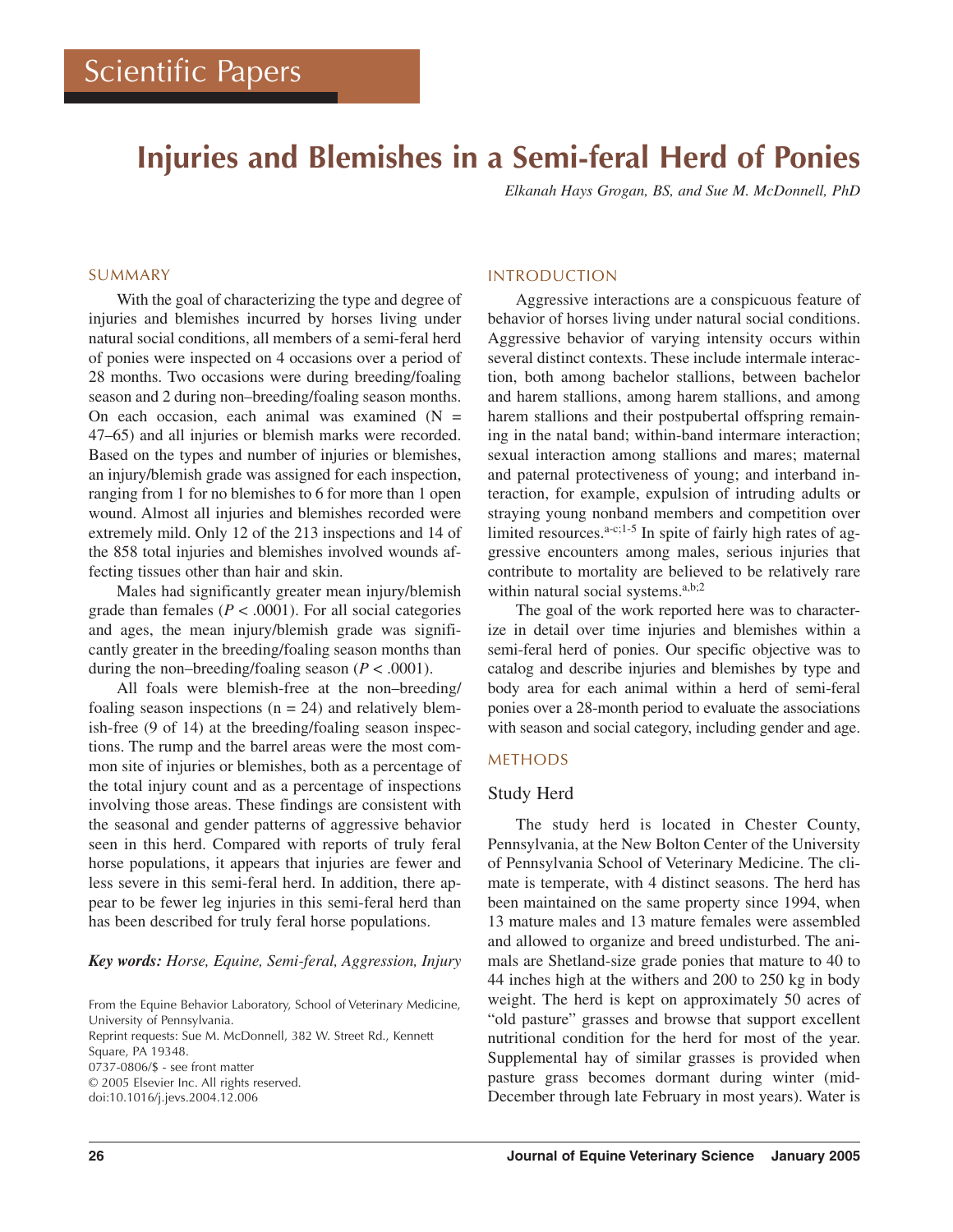Scientific Papers

# Injuries and Blemishes in a Semi-feral Herd of Ponies

*Elkanah Hays Grogan, BS, and Sue M. McDonnell, PhD*

## SUMMARY

With the goal of characterizing the type and degree of injuries and blemishes incurred by horses living under natural social conditions, all members of a semi-feral herd of ponies were inspected on 4 occasions over a period of 28 months. Two occasions were during breeding/foaling season and 2 during non–breeding/foaling season months. On each occasion, each animal was examined (N = 47–65) and all injuries or blemish marks were recorded. Based on the types and number of injuries or blemishes, an injury/blemish grade was assigned for each inspection, ranging from 1 for no blemishes to 6 for more than 1 open wound. Almost all injuries and blemishes recorded were extremely mild. Only 12 of the 213 inspections and 14 of the 858 total injuries and blemishes involved wounds affecting tissues other than hair and skin.

Males had significantly greater mean injury/blemish grade than females ($P < .0001$). For all social categories and ages, the mean injury/blemish grade was significantly greater in the breeding/foaling season months than during the non–breeding/foaling season ($P < .0001$).

All foals were blemish-free at the non–breeding/foaling season inspections (n = 24) and relatively blemish-free (9 of 14) at the breeding/foaling season inspections. The rump and the barrel areas were the most common site of injuries or blemishes, both as a percentage of the total injury count and as a percentage of inspections involving those areas. These findings are consistent with the seasonal and gender patterns of aggressive behavior seen in this herd. Compared with reports of truly feral horse populations, it appears that injuries are fewer and less severe in this semi-feral herd. In addition, there appear to be fewer leg injuries in this semi-feral herd than has been described for truly feral horse populations.

***Key words:** Horse, Equine, Semi-feral, Aggression, Injury*

From the Equine Behavior Laboratory, School of Veterinary Medicine, University of Pennsylvania.
Reprint requests: Sue M. McDonnell, 382 W. Street Rd., Kennett Square, PA 19348.
0737-0806/$ - see front matter
© 2005 Elsevier Inc. All rights reserved.
doi:10.1016/j.jevs.2004.12.006

## INTRODUCTION

Aggressive interactions are a conspicuous feature of behavior of horses living under natural social conditions. Aggressive behavior of varying intensity occurs within several distinct contexts. These include intermale interaction, both among bachelor stallions, between bachelor and harem stallions, among harem stallions, and among harem stallions and their postpubertal offspring remaining in the natal band; within-band intermare interaction; sexual interaction among stallions and mares; maternal and paternal protectiveness of young; and interband interaction, for example, expulsion of intruding adults or straying young nonband members and competition over limited resources.[a-c;1-5] In spite of fairly high rates of aggressive encounters among males, serious injuries that contribute to mortality are believed to be relatively rare within natural social systems.[a,b;2]

The goal of the work reported here was to characterize in detail over time injuries and blemishes within a semi-feral herd of ponies. Our specific objective was to catalog and describe injuries and blemishes by type and body area for each animal within a herd of semi-feral ponies over a 28-month period to evaluate the associations with season and social category, including gender and age.

## METHODS

### Study Herd

The study herd is located in Chester County, Pennsylvania, at the New Bolton Center of the University of Pennsylvania School of Veterinary Medicine. The climate is temperate, with 4 distinct seasons. The herd has been maintained on the same property since 1994, when 13 mature males and 13 mature females were assembled and allowed to organize and breed undisturbed. The animals are Shetland-size grade ponies that mature to 40 to 44 inches high at the withers and 200 to 250 kg in body weight. The herd is kept on approximately 50 acres of "old pasture" grasses and browse that support excellent nutritional condition for the herd for most of the year. Supplemental hay of similar grasses is provided when pasture grass becomes dormant during winter (mid-December through late February in most years). Water is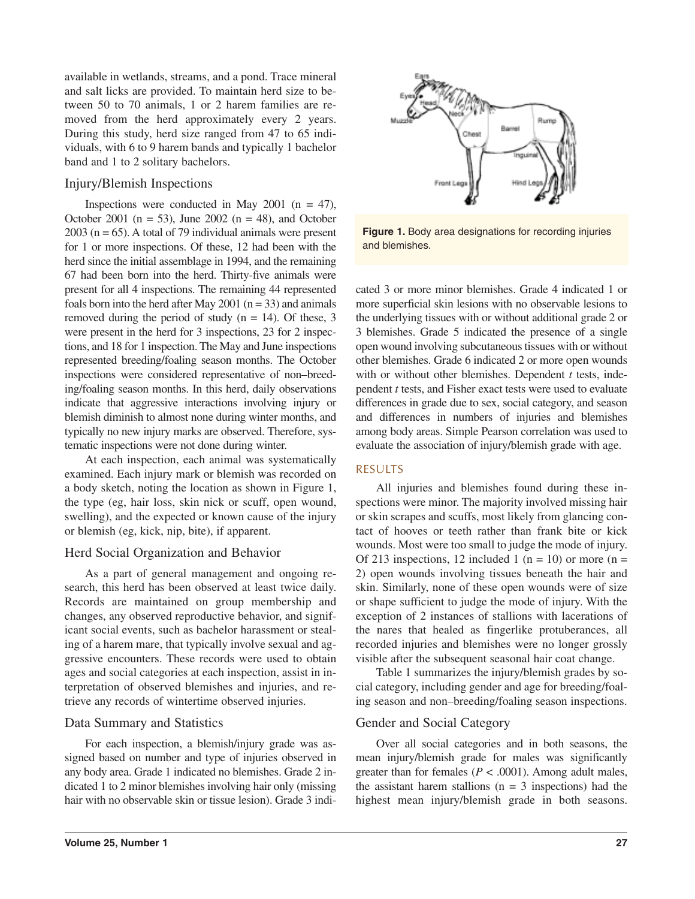available in wetlands, streams, and a pond. Trace mineral and salt licks are provided. To maintain herd size to between 50 to 70 animals, 1 or 2 harem families are removed from the herd approximately every 2 years. During this study, herd size ranged from 47 to 65 individuals, with 6 to 9 harem bands and typically 1 bachelor band and 1 to 2 solitary bachelors.

### Injury/Blemish Inspections

Inspections were conducted in May 2001 (n = 47), October 2001 (n = 53), June 2002 (n = 48), and October 2003 (n = 65). A total of 79 individual animals were present for 1 or more inspections. Of these, 12 had been with the herd since the initial assemblage in 1994, and the remaining 67 had been born into the herd. Thirty-five animals were present for all 4 inspections. The remaining 44 represented foals born into the herd after May 2001 (n = 33) and animals removed during the period of study (n = 14). Of these, 3 were present in the herd for 3 inspections, 23 for 2 inspections, and 18 for 1 inspection. The May and June inspections represented breeding/foaling season months. The October inspections were considered representative of non–breeding/foaling season months. In this herd, daily observations indicate that aggressive interactions involving injury or blemish diminish to almost none during winter months, and typically no new injury marks are observed. Therefore, systematic inspections were not done during winter.

At each inspection, each animal was systematically examined. Each injury mark or blemish was recorded on a body sketch, noting the location as shown in Figure 1, the type (eg, hair loss, skin nick or scuff, open wound, swelling), and the expected or known cause of the injury or blemish (eg, kick, nip, bite), if apparent.

### Herd Social Organization and Behavior

As a part of general management and ongoing research, this herd has been observed at least twice daily. Records are maintained on group membership and changes, any observed reproductive behavior, and significant social events, such as bachelor harassment or stealing of a harem mare, that typically involve sexual and aggressive encounters. These records were used to obtain ages and social categories at each inspection, assist in interpretation of observed blemishes and injuries, and retrieve any records of wintertime observed injuries.

### Data Summary and Statistics

For each inspection, a blemish/injury grade was assigned based on number and type of injuries observed in any body area. Grade 1 indicated no blemishes. Grade 2 indicated 1 to 2 minor blemishes involving hair only (missing hair with no observable skin or tissue lesion). Grade 3 indicated 3 or more minor blemishes. Grade 4 indicated 1 or more superficial skin lesions with no observable lesions to the underlying tissues with or without additional grade 2 or 3 blemishes. Grade 5 indicated the presence of a single open wound involving subcutaneous tissues with or without other blemishes. Grade 6 indicated 2 or more open wounds with or without other blemishes. Dependent *t* tests, independent *t* tests, and Fisher exact tests were used to evaluate differences in grade due to sex, social category, and season and differences in numbers of injuries and blemishes among body areas. Simple Pearson correlation was used to evaluate the association of injury/blemish grade with age.

**Figure 1.** Body area designations for recording injuries and blemishes.

## RESULTS

All injuries and blemishes found during these inspections were minor. The majority involved missing hair or skin scrapes and scuffs, most likely from glancing contact of hooves or teeth rather than frank bite or kick wounds. Most were too small to judge the mode of injury. Of 213 inspections, 12 included 1 (n = 10) or more (n = 2) open wounds involving tissues beneath the hair and skin. Similarly, none of these open wounds were of size or shape sufficient to judge the mode of injury. With the exception of 2 instances of stallions with lacerations of the nares that healed as fingerlike protuberances, all recorded injuries and blemishes were no longer grossly visible after the subsequent seasonal hair coat change.

Table 1 summarizes the injury/blemish grades by social category, including gender and age for breeding/foaling season and non–breeding/foaling season inspections.

### Gender and Social Category

Over all social categories and in both seasons, the mean injury/blemish grade for males was significantly greater than for females ($P < .0001$). Among adult males, the assistant harem stallions (n = 3 inspections) had the highest mean injury/blemish grade in both seasons.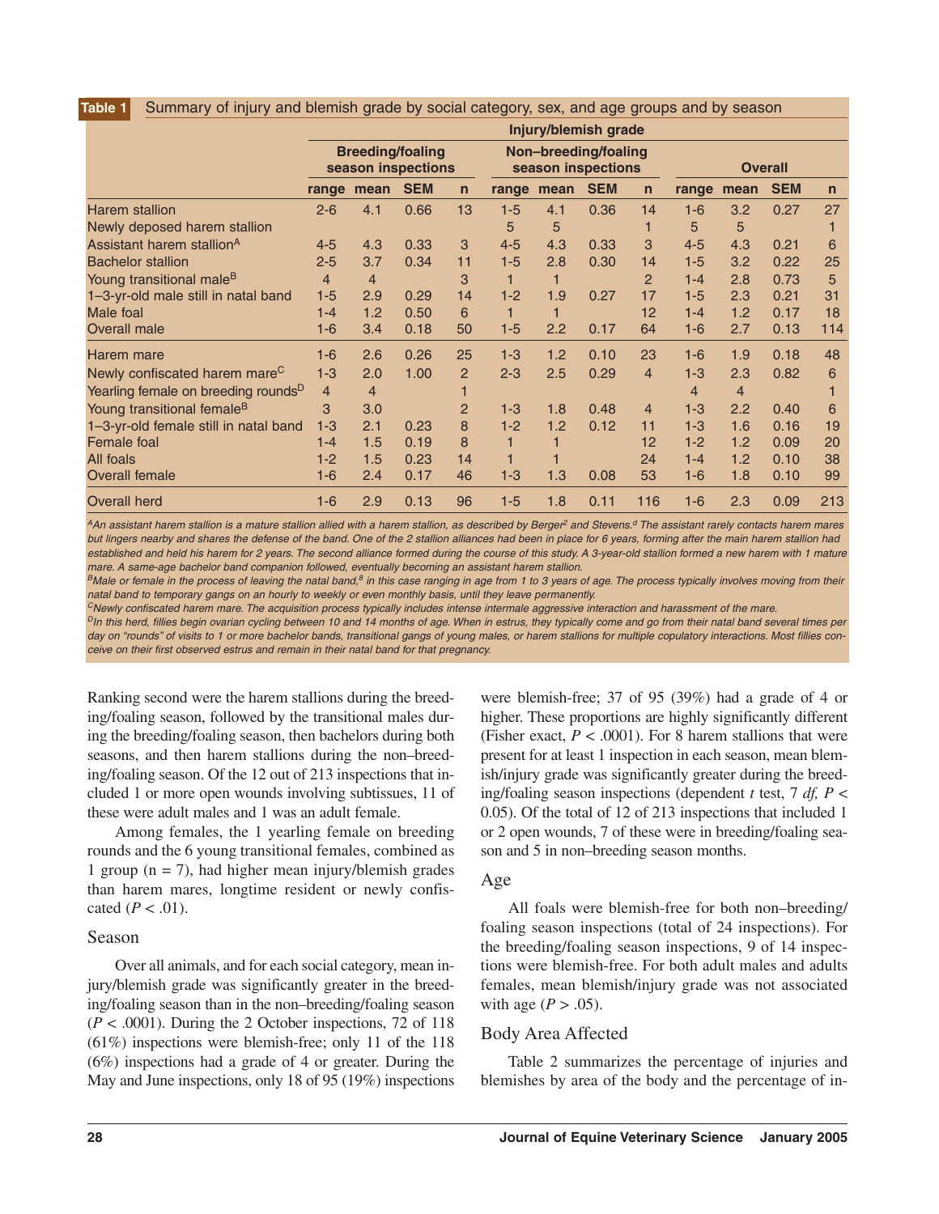**Table 1** Summary of injury and blemish grade by social category, sex, and age groups and by season

| | Injury/blemish grade | | | | | | | | | | | |
|---|---|---|---|---|---|---|---|---|---|---|---|---|
| | Breeding/foaling season inspections | | | | Non–breeding/foaling season inspections | | | | Overall | | | |
| | range | mean | SEM | n | range | mean | SEM | n | range | mean | SEM | n |
| Harem stallion | 2-6 | 4.1 | 0.66 | 13 | 1-5 | 4.1 | 0.36 | 14 | 1-6 | 3.2 | 0.27 | 27 |
| Newly deposed harem stallion | | | | | 5 | 5 | | 1 | 5 | 5 | | 1 |
| Assistant harem stallion[A] | 4-5 | 4.3 | 0.33 | 3 | 4-5 | 4.3 | 0.33 | 3 | 4-5 | 4.3 | 0.21 | 6 |
| Bachelor stallion | 2-5 | 3.7 | 0.34 | 11 | 1-5 | 2.8 | 0.30 | 14 | 1-5 | 3.2 | 0.22 | 25 |
| Young transitional male[B] | 4 | 4 | | 3 | 1 | 1 | | 2 | 1-4 | 2.8 | 0.73 | 5 |
| 1–3-yr-old male still in natal band | 1-5 | 2.9 | 0.29 | 14 | 1-2 | 1.9 | 0.27 | 17 | 1-5 | 2.3 | 0.21 | 31 |
| Male foal | 1-4 | 1.2 | 0.50 | 6 | 1 | 1 | | 12 | 1-4 | 1.2 | 0.17 | 18 |
| Overall male | 1-6 | 3.4 | 0.18 | 50 | 1-5 | 2.2 | 0.17 | 64 | 1-6 | 2.7 | 0.13 | 114 |
| Harem mare | 1-6 | 2.6 | 0.26 | 25 | 1-3 | 1.2 | 0.10 | 23 | 1-6 | 1.9 | 0.18 | 48 |
| Newly confiscated harem mare[C] | 1-3 | 2.0 | 1.00 | 2 | 2-3 | 2.5 | 0.29 | 4 | 1-3 | 2.3 | 0.82 | 6 |
| Yearling female on breeding rounds[D] | 4 | 4 | | 1 | | | | | 4 | 4 | | 1 |
| Young transitional female[B] | 3 | 3.0 | | 2 | 1-3 | 1.8 | 0.48 | 4 | 1-3 | 2.2 | 0.40 | 6 |
| 1–3-yr-old female still in natal band | 1-3 | 2.1 | 0.23 | 8 | 1-2 | 1.2 | 0.12 | 11 | 1-3 | 1.6 | 0.16 | 19 |
| Female foal | 1-4 | 1.5 | 0.19 | 8 | 1 | 1 | | 12 | 1-2 | 1.2 | 0.09 | 20 |
| All foals | 1-2 | 1.5 | 0.23 | 14 | 1 | 1 | | 24 | 1-4 | 1.2 | 0.10 | 38 |
| Overall female | 1-6 | 2.4 | 0.17 | 46 | 1-3 | 1.3 | 0.08 | 53 | 1-6 | 1.8 | 0.10 | 99 |
| Overall herd | 1-6 | 2.9 | 0.13 | 96 | 1-5 | 1.8 | 0.11 | 116 | 1-6 | 2.3 | 0.09 | 213 |

[A]An assistant harem stallion is a mature stallion allied with a harem stallion, as described by Berger[2] and Stevens.[d] The assistant rarely contacts harem mares but lingers nearby and shares the defense of the band. One of the 2 stallion alliances had been in place for 6 years, forming after the main harem stallion had established and held his harem for 2 years. The second alliance formed during the course of this study. A 3-year-old stallion formed a new harem with 1 mature mare. A same-age bachelor band companion followed, eventually becoming an assistant harem stallion.

[B]Male or female in the process of leaving the natal band,[8] in this case ranging in age from 1 to 3 years of age. The process typically involves moving from their natal band to temporary gangs on an hourly to weekly or even monthly basis, until they leave permanently.

[C]Newly confiscated harem mare. The acquisition process typically includes intense intermale aggressive interaction and harassment of the mare.

[D]In this herd, fillies begin ovarian cycling between 10 and 14 months of age. When in estrus, they typically come and go from their natal band several times per day on "rounds" of visits to 1 or more bachelor bands, transitional gangs of young males, or harem stallions for multiple copulatory interactions. Most fillies conceive on their first observed estrus and remain in their natal band for that pregnancy.

Ranking second were the harem stallions during the breeding/foaling season, followed by the transitional males during the breeding/foaling season, then bachelors during both seasons, and then harem stallions during the non–breeding/foaling season. Of the 12 out of 213 inspections that included 1 or more open wounds involving subtissues, 11 of these were adult males and 1 was an adult female.

Among females, the 1 yearling female on breeding rounds and the 6 young transitional females, combined as 1 group (n = 7), had higher mean injury/blemish grades than harem mares, longtime resident or newly confiscated ($P < .01$).

## Season

Over all animals, and for each social category, mean injury/blemish grade was significantly greater in the breeding/foaling season than in the non–breeding/foaling season ($P < .0001$). During the 2 October inspections, 72 of 118 (61%) inspections were blemish-free; only 11 of the 118 (6%) inspections had a grade of 4 or greater. During the May and June inspections, only 18 of 95 (19%) inspections were blemish-free; 37 of 95 (39%) had a grade of 4 or higher. These proportions are highly significantly different (Fisher exact, $P < .0001$). For 8 harem stallions that were present for at least 1 inspection in each season, mean blemish/injury grade was significantly greater during the breeding/foaling season inspections (dependent $t$ test, 7 *df,* $P < 0.05$). Of the total of 12 of 213 inspections that included 1 or 2 open wounds, 7 of these were in breeding/foaling season and 5 in non–breeding season months.

## Age

All foals were blemish-free for both non–breeding/foaling season inspections (total of 24 inspections). For the breeding/foaling season inspections, 9 of 14 inspections were blemish-free. For both adult males and adults females, mean blemish/injury grade was not associated with age ($P > .05$).

## Body Area Affected

Table 2 summarizes the percentage of injuries and blemishes by area of the body and the percentage of in-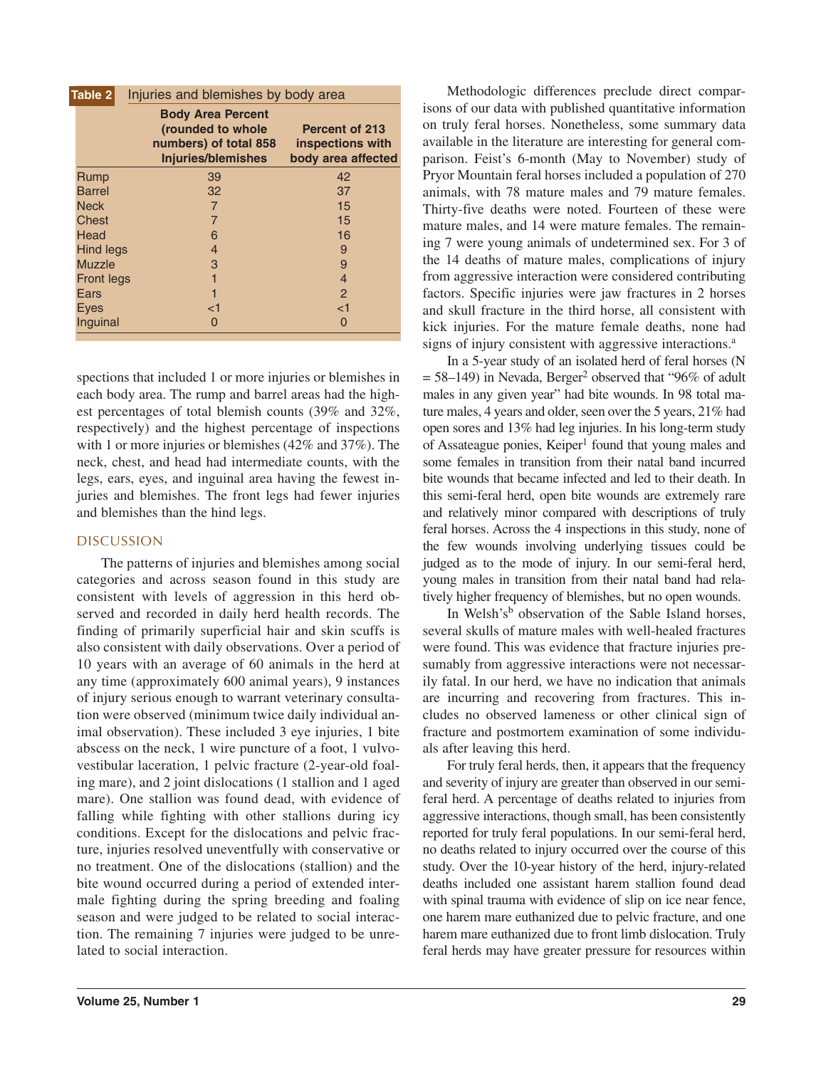**Table 2** Injuries and blemishes by body area

| | Body Area Percent (rounded to whole numbers) of total 858 Injuries/blemishes | Percent of 213 inspections with body area affected |
|---|---|---|
| Rump | 39 | 42 |
| Barrel | 32 | 37 |
| Neck | 7 | 15 |
| Chest | 7 | 15 |
| Head | 6 | 16 |
| Hind legs | 4 | 9 |
| Muzzle | 3 | 9 |
| Front legs | 1 | 4 |
| Ears | 1 | 2 |
| Eyes | <1 | <1 |
| Inguinal | 0 | 0 |

spections that included 1 or more injuries or blemishes in each body area. The rump and barrel areas had the highest percentages of total blemish counts (39% and 32%, respectively) and the highest percentage of inspections with 1 or more injuries or blemishes (42% and 37%). The neck, chest, and head had intermediate counts, with the legs, ears, eyes, and inguinal area having the fewest injuries and blemishes. The front legs had fewer injuries and blemishes than the hind legs.

## DISCUSSION

The patterns of injuries and blemishes among social categories and across season found in this study are consistent with levels of aggression in this herd observed and recorded in daily herd health records. The finding of primarily superficial hair and skin scuffs is also consistent with daily observations. Over a period of 10 years with an average of 60 animals in the herd at any time (approximately 600 animal years), 9 instances of injury serious enough to warrant veterinary consultation were observed (minimum twice daily individual animal observation). These included 3 eye injuries, 1 bite abscess on the neck, 1 wire puncture of a foot, 1 vulvovestibular laceration, 1 pelvic fracture (2-year-old foaling mare), and 2 joint dislocations (1 stallion and 1 aged mare). One stallion was found dead, with evidence of falling while fighting with other stallions during icy conditions. Except for the dislocations and pelvic fracture, injuries resolved uneventfully with conservative or no treatment. One of the dislocations (stallion) and the bite wound occurred during a period of extended intermale fighting during the spring breeding and foaling season and were judged to be related to social interaction. The remaining 7 injuries were judged to be unrelated to social interaction.

Methodologic differences preclude direct comparisons of our data with published quantitative information on truly feral horses. Nonetheless, some summary data available in the literature are interesting for general comparison. Feist's 6-month (May to November) study of Pryor Mountain feral horses included a population of 270 animals, with 78 mature males and 79 mature females. Thirty-five deaths were noted. Fourteen of these were mature males, and 14 were mature females. The remaining 7 were young animals of undetermined sex. For 3 of the 14 deaths of mature males, complications of injury from aggressive interaction were considered contributing factors. Specific injuries were jaw fractures in 2 horses and skull fracture in the third horse, all consistent with kick injuries. For the mature female deaths, none had signs of injury consistent with aggressive interactions.[a]

In a 5-year study of an isolated herd of feral horses (N = 58–149) in Nevada, Berger[2] observed that "96% of adult males in any given year" had bite wounds. In 98 total mature males, 4 years and older, seen over the 5 years, 21% had open sores and 13% had leg injuries. In his long-term study of Assateague ponies, Keiper[1] found that young males and some females in transition from their natal band incurred bite wounds that became infected and led to their death. In this semi-feral herd, open bite wounds are extremely rare and relatively minor compared with descriptions of truly feral horses. Across the 4 inspections in this study, none of the few wounds involving underlying tissues could be judged as to the mode of injury. In our semi-feral herd, young males in transition from their natal band had relatively higher frequency of blemishes, but no open wounds.

In Welsh's[b] observation of the Sable Island horses, several skulls of mature males with well-healed fractures were found. This was evidence that fracture injuries presumably from aggressive interactions were not necessarily fatal. In our herd, we have no indication that animals are incurring and recovering from fractures. This includes no observed lameness or other clinical sign of fracture and postmortem examination of some individuals after leaving this herd.

For truly feral herds, then, it appears that the frequency and severity of injury are greater than observed in our semi-feral herd. A percentage of deaths related to injuries from aggressive interactions, though small, has been consistently reported for truly feral populations. In our semi-feral herd, no deaths related to injury occurred over the course of this study. Over the 10-year history of the herd, injury-related deaths included one assistant harem stallion found dead with spinal trauma with evidence of slip on ice near fence, one harem mare euthanized due to pelvic fracture, and one harem mare euthanized due to front limb dislocation. Truly feral herds may have greater pressure for resources within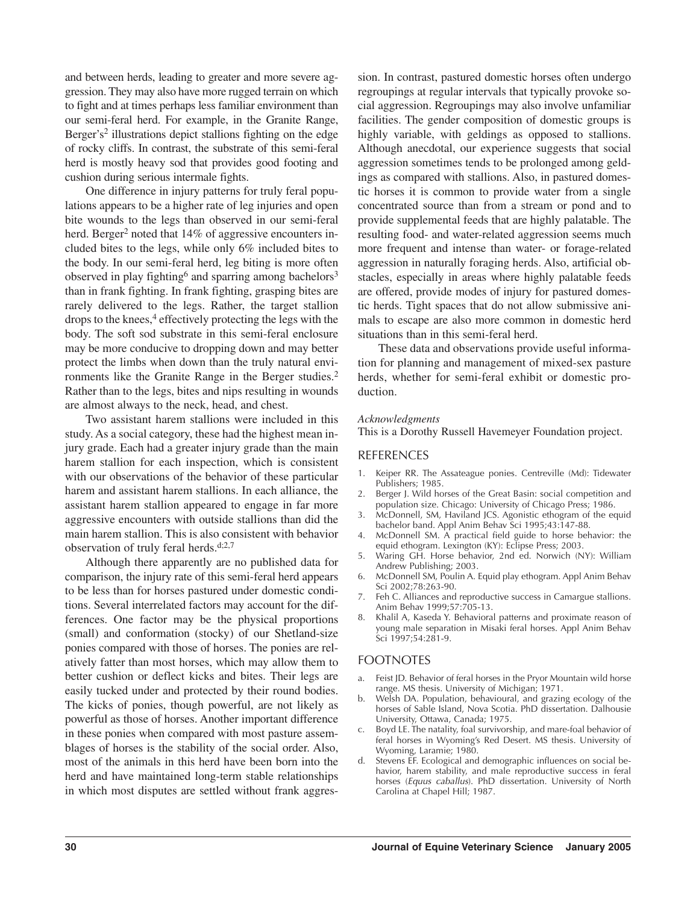and between herds, leading to greater and more severe aggression. They may also have more rugged terrain on which to fight and at times perhaps less familiar environment than our semi-feral herd. For example, in the Granite Range, Berger's[2] illustrations depict stallions fighting on the edge of rocky cliffs. In contrast, the substrate of this semi-feral herd is mostly heavy sod that provides good footing and cushion during serious intermale fights.

One difference in injury patterns for truly feral populations appears to be a higher rate of leg injuries and open bite wounds to the legs than observed in our semi-feral herd. Berger[2] noted that 14% of aggressive encounters included bites to the legs, while only 6% included bites to the body. In our semi-feral herd, leg biting is more often observed in play fighting[6] and sparring among bachelors[3] than in frank fighting. In frank fighting, grasping bites are rarely delivered to the legs. Rather, the target stallion drops to the knees,[4] effectively protecting the legs with the body. The soft sod substrate in this semi-feral enclosure may be more conducive to dropping down and may better protect the limbs when down than the truly natural environments like the Granite Range in the Berger studies.[2] Rather than to the legs, bites and nips resulting in wounds are almost always to the neck, head, and chest.

Two assistant harem stallions were included in this study. As a social category, these had the highest mean injury grade. Each had a greater injury grade than the main harem stallion for each inspection, which is consistent with our observations of the behavior of these particular harem and assistant harem stallions. In each alliance, the assistant harem stallion appeared to engage in far more aggressive encounters with outside stallions than did the main harem stallion. This is also consistent with behavior observation of truly feral herds.[d;2,7]

Although there apparently are no published data for comparison, the injury rate of this semi-feral herd appears to be less than for horses pastured under domestic conditions. Several interrelated factors may account for the differences. One factor may be the physical proportions (small) and conformation (stocky) of our Shetland-size ponies compared with those of horses. The ponies are relatively fatter than most horses, which may allow them to better cushion or deflect kicks and bites. Their legs are easily tucked under and protected by their round bodies. The kicks of ponies, though powerful, are not likely as powerful as those of horses. Another important difference in these ponies when compared with most pasture assemblages of horses is the stability of the social order. Also, most of the animals in this herd have been born into the herd and have maintained long-term stable relationships in which most disputes are settled without frank aggression. In contrast, pastured domestic horses often undergo regroupings at regular intervals that typically provoke social aggression. Regroupings may also involve unfamiliar facilities. The gender composition of domestic groups is highly variable, with geldings as opposed to stallions. Although anecdotal, our experience suggests that social aggression sometimes tends to be prolonged among geldings as compared with stallions. Also, in pastured domestic horses it is common to provide water from a single concentrated source than from a stream or pond and to provide supplemental feeds that are highly palatable. The resulting food- and water-related aggression seems much more frequent and intense than water- or forage-related aggression in naturally foraging herds. Also, artificial obstacles, especially in areas where highly palatable feeds are offered, provide modes of injury for pastured domestic herds. Tight spaces that do not allow submissive animals to escape are also more common in domestic herd situations than in this semi-feral herd.

These data and observations provide useful information for planning and management of mixed-sex pasture herds, whether for semi-feral exhibit or domestic production.

*Acknowledgments*

This is a Dorothy Russell Havemeyer Foundation project.

## REFERENCES

1. Keiper RR. The Assateague ponies. Centreville (Md): Tidewater Publishers; 1985.
2. Berger J. Wild horses of the Great Basin: social competition and population size. Chicago: University of Chicago Press; 1986.
3. McDonnell, SM, Haviland JCS. Agonistic ethogram of the equid bachelor band. Appl Anim Behav Sci 1995;43:147-88.
4. McDonnell SM. A practical field guide to horse behavior: the equid ethogram. Lexington (KY): Eclipse Press; 2003.
5. Waring GH. Horse behavior, 2nd ed. Norwich (NY): William Andrew Publishing; 2003.
6. McDonnell SM, Poulin A. Equid play ethogram. Appl Anim Behav Sci 2002;78:263-90.
7. Feh C. Alliances and reproductive success in Camargue stallions. Anim Behav 1999;57:705-13.
8. Khalil A, Kaseda Y. Behavioral patterns and proximate reason of young male separation in Misaki feral horses. Appl Anim Behav Sci 1997;54:281-9.

## FOOTNOTES

a. Feist JD. Behavior of feral horses in the Pryor Mountain wild horse range. MS thesis. University of Michigan; 1971.
b. Welsh DA. Population, behavioural, and grazing ecology of the horses of Sable Island, Nova Scotia. PhD dissertation. Dalhousie University, Ottawa, Canada; 1975.
c. Boyd LE. The natality, foal survivorship, and mare-foal behavior of feral horses in Wyoming's Red Desert. MS thesis. University of Wyoming, Laramie; 1980.
d. Stevens EF. Ecological and demographic influences on social behavior, harem stability, and male reproductive success in feral horses (*Equus caballus*). PhD dissertation. University of North Carolina at Chapel Hill; 1987.